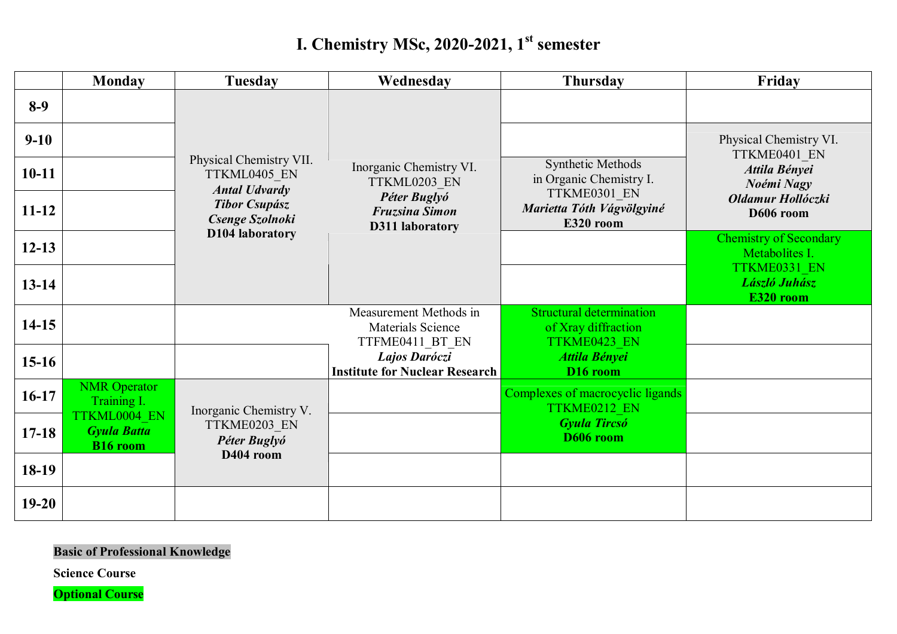# I. Chemistry MSc, 2020-2021, 1st semester

| | Monday | Tuesday | Wednesday | Thursday | Friday |
|---|---|---|---|---|---|
| **8-9** | | Physical Chemistry VII. TTKML0405_EN ***Antal Udvardy*** ***Tibor Csupász*** ***Csenge Szolnoki*** **D104 laboratory** | Inorganic Chemistry VI. TTKML0203_EN ***Péter Buglyó*** ***Fruzsina Simon*** **D311 laboratory** | | |
| **9-10** | | | | | Physical Chemistry VI. TTKME0401_EN ***Attila Bényei*** ***Noémi Nagy*** ***Oldamur Hollóczki*** **D606 room** |
| **10-11** | | | | Synthetic Methods in Organic Chemistry I. TTKME0301_EN ***Marietta Tóth Vágvölgyiné*** **E320 room** | |
| **11-12** | | | | | |
| **12-13** | | | | | Chemistry of Secondary Metabolites I. TTKME0331_EN ***László Juhász*** **E320 room** |
| **13-14** | | | | | |
| **14-15** | | | Measurement Methods in Materials Science TTFME0411_BT_EN ***Lajos Daróczi*** **Institute for Nuclear Research** | Structural determination of Xray diffraction TTKME0423_EN ***Attila Bényei*** **D16 room** | |
| **15-16** | | | | | |
| **16-17** | NMR Operator Training I. TTKML0004_EN ***Gyula Batta*** **B16 room** | Inorganic Chemistry V. TTKME0203_EN ***Péter Buglyó*** **D404 room** | | Complexes of macrocyclic ligands TTKME0212_EN ***Gyula Tircsó*** **D606 room** | |
| **17-18** | | | | | |
| **18-19** | | | | | |
| **19-20** | | | | | |

**Basic of Professional Knowledge**

**Science Course**

**Optional Course**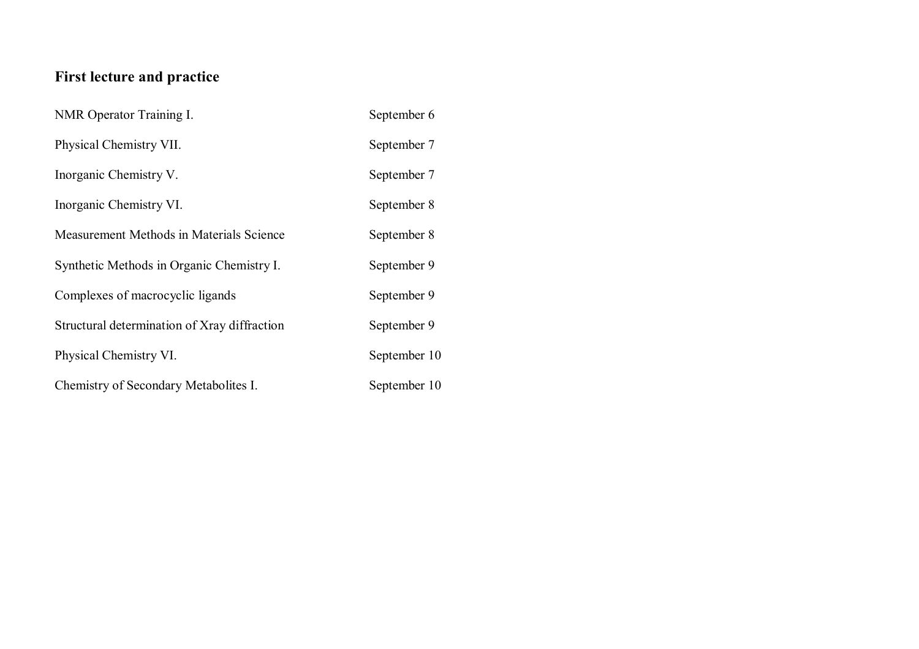## First lecture and practice

| | |
|---|---|
| NMR Operator Training I. | September 6 |
| Physical Chemistry VII. | September 7 |
| Inorganic Chemistry V. | September 7 |
| Inorganic Chemistry VI. | September 8 |
| Measurement Methods in Materials Science | September 8 |
| Synthetic Methods in Organic Chemistry I. | September 9 |
| Complexes of macrocyclic ligands | September 9 |
| Structural determination of Xray diffraction | September 9 |
| Physical Chemistry VI. | September 10 |
| Chemistry of Secondary Metabolites I. | September 10 |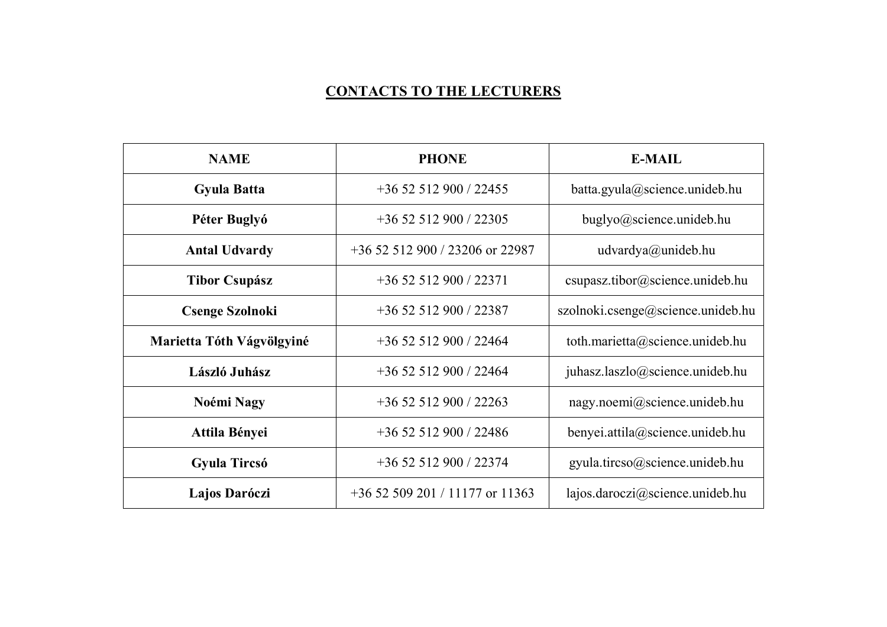## CONTACTS TO THE LECTURERS

| NAME | PHONE | E-MAIL |
|---|---|---|
| **Gyula Batta** | +36 52 512 900 / 22455 | batta.gyula@science.unideb.hu |
| **Péter Buglyó** | +36 52 512 900 / 22305 | buglyo@science.unideb.hu |
| **Antal Udvardy** | +36 52 512 900 / 23206 or 22987 | udvardya@unideb.hu |
| **Tibor Csupász** | +36 52 512 900 / 22371 | csupasz.tibor@science.unideb.hu |
| **Csenge Szolnoki** | +36 52 512 900 / 22387 | szolnoki.csenge@science.unideb.hu |
| **Marietta Tóth Vágvölgyiné** | +36 52 512 900 / 22464 | toth.marietta@science.unideb.hu |
| **László Juhász** | +36 52 512 900 / 22464 | juhasz.laszlo@science.unideb.hu |
| **Noémi Nagy** | +36 52 512 900 / 22263 | nagy.noemi@science.unideb.hu |
| **Attila Bényei** | +36 52 512 900 / 22486 | benyei.attila@science.unideb.hu |
| **Gyula Tircsó** | +36 52 512 900 / 22374 | gyula.tircso@science.unideb.hu |
| **Lajos Daróczi** | +36 52 509 201 / 11177 or 11363 | lajos.daroczi@science.unideb.hu |